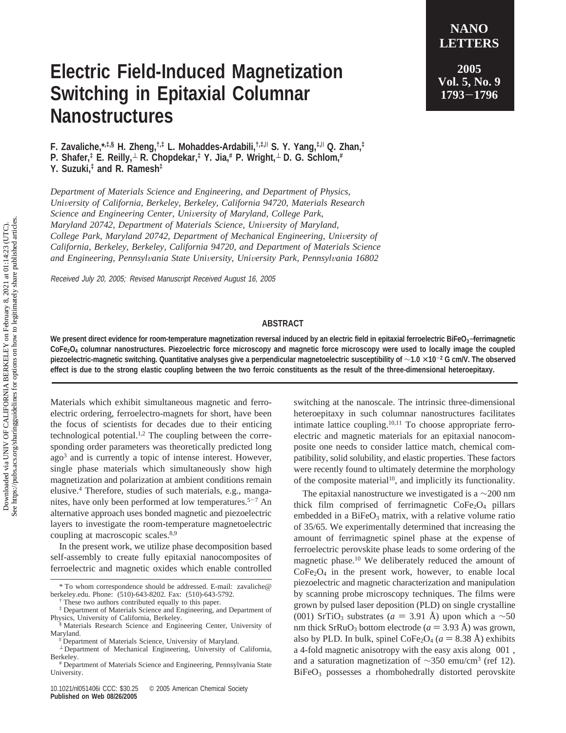# Electric Field-Induced Magnetization Switching in Epitaxial Columnar Nanostructures

**F. Zavaliche,*[,‡,§] H. Zheng,[†,‡] L. Mohaddes-Ardabili,[†,‡,∥] S. Y. Yang,[‡,∥] Q. Zhan,[‡] P. Shafer,[‡] E. Reilly,[⊥] R. Chopdekar,[‡] Y. Jia,[#] P. Wright,[⊥] D. G. Schlom,[#] Y. Suzuki,[‡] and R. Ramesh[‡]**

*Department of Materials Science and Engineering, and Department of Physics, University of California, Berkeley, Berkeley, California 94720, Materials Research Science and Engineering Center, University of Maryland, College Park, Maryland 20742, Department of Materials Science, University of Maryland, College Park, Maryland 20742, Department of Mechanical Engineering, University of California, Berkeley, Berkeley, California 94720, and Department of Materials Science and Engineering, Pennsylvania State University, University Park, Pennsylvania 16802*

*Received July 20, 2005; Revised Manuscript Received August 16, 2005*

## ABSTRACT

**We present direct evidence for room-temperature magnetization reversal induced by an electric field in epitaxial ferroelectric $BiFeO_3$–ferrimagnetic $CoFe_2O_4$ columnar nanostructures. Piezoelectric force microscopy and magnetic force microscopy were used to locally image the coupled piezoelectric-magnetic switching. Quantitative analyses give a perpendicular magnetoelectric susceptibility of ~$1.0 \times 10^{-2}$ G cm/V. The observed effect is due to the strong elastic coupling between the two ferroic constituents as the result of the three-dimensional heteroepitaxy.**

Materials which exhibit simultaneous magnetic and ferroelectric ordering, ferroelectro-magnets for short, have been the focus of scientists for decades due to their enticing technological potential.[1,2] The coupling between the corresponding order parameters was theoretically predicted long ago[3] and is currently a topic of intense interest. However, single phase materials which simultaneously show high magnetization and polarization at ambient conditions remain elusive.[4] Therefore, studies of such materials, e.g., manganites, have only been performed at low temperatures.[5−7] An alternative approach uses bonded magnetic and piezoelectric layers to investigate the room-temperature magnetoelectric coupling at macroscopic scales.[8,9]

In the present work, we utilize phase decomposition based self-assembly to create fully epitaxial nanocomposites of ferroelectric and magnetic oxides which enable controlled switching at the nanoscale. The intrinsic three-dimensional heteroepitaxy in such columnar nanostructures facilitates intimate lattice coupling.[10,11] To choose appropriate ferroelectric and magnetic materials for an epitaxial nanocomposite one needs to consider lattice match, chemical compatibility, solid solubility, and elastic properties. These factors were recently found to ultimately determine the morphology of the composite material[10], and implicitly its functionality.

The epitaxial nanostructure we investigated is a ~200 nm thick film comprised of ferrimagnetic $CoFe_2O_4$ pillars embedded in a $BiFeO_3$ matrix, with a relative volume ratio of 35/65. We experimentally determined that increasing the amount of ferrimagnetic spinel phase at the expense of ferroelectric perovskite phase leads to some ordering of the magnetic phase.[10] We deliberately reduced the amount of $CoFe_2O_4$ in the present work, however, to enable local piezoelectric and magnetic characterization and manipulation by scanning probe microscopy techniques. The films were grown by pulsed laser deposition (PLD) on single crystalline (001) $SrTiO_3$ substrates ($a$ = 3.91 Å) upon which a ~50 nm thick $SrRuO_3$ bottom electrode ($a$ = 3.93 Å) was grown, also by PLD. In bulk, spinel $CoFe_2O_4$ ($a$ = 8.38 Å) exhibits a 4-fold magnetic anisotropy with the easy axis along ⟨001⟩, and a saturation magnetization of ~350 emu/cm[3] (ref 12). $BiFeO_3$ possesses a rhombohedrally distorted perovskite

* To whom correspondence should be addressed. E-mail: zavaliche@berkeley.edu. Phone: (510)-643-8202. Fax: (510)-643-5792.
† These two authors contributed equally to this paper.
‡ Department of Materials Science and Engineering, and Department of Physics, University of California, Berkeley.
§ Materials Research Science and Engineering Center, University of Maryland.
∥ Department of Materials Science, University of Maryland.
⊥ Department of Mechanical Engineering, University of California, Berkeley.
# Department of Materials Science and Engineering, Pennsylvania State University.

10.1021/nl051406i CCC: $30.25 © 2005 American Chemical Society
**Published on Web 08/26/2005**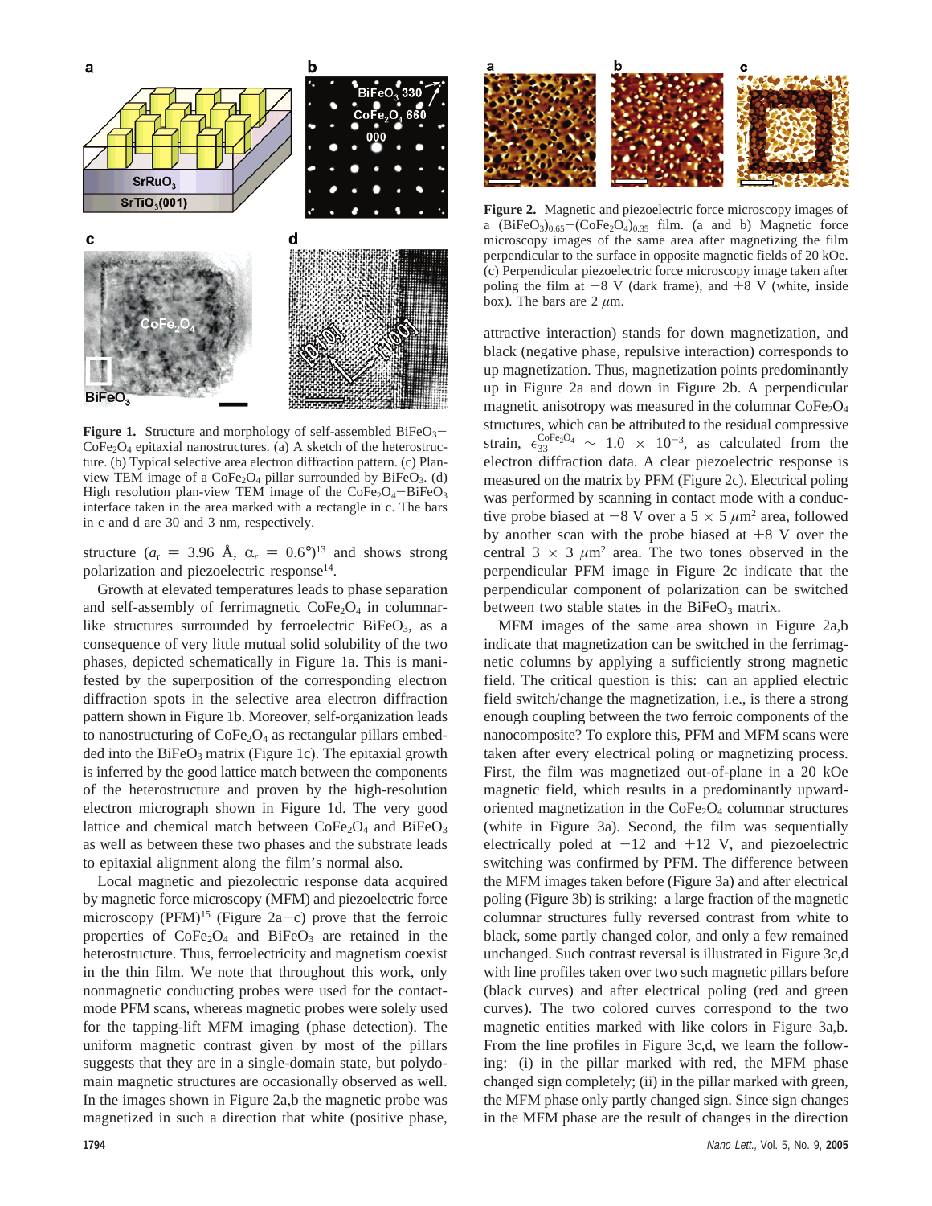Figure 1. Structure and morphology of self-assembled $BiFeO_3$−$CoFe_2O_4$ epitaxial nanostructures. (a) A sketch of the heterostructure. (b) Typical selective area electron diffraction pattern. (c) Plan-view TEM image of a $CoFe_2O_4$ pillar surrounded by $BiFeO_3$. (d) High resolution plan-view TEM image of the $CoFe_2O_4$−$BiFeO_3$ interface taken in the area marked with a rectangle in c. The bars in c and d are 30 and 3 nm, respectively.

structure ($a_r$ = 3.96 Å, $\alpha_r$ = 0.6°)[13] and shows strong polarization and piezoelectric response[14].

Growth at elevated temperatures leads to phase separation and self-assembly of ferrimagnetic $CoFe_2O_4$ in columnar-like structures surrounded by ferroelectric $BiFeO_3$, as a consequence of very little mutual solid solubility of the two phases, depicted schematically in Figure 1a. This is manifested by the superposition of the corresponding electron diffraction spots in the selective area electron diffraction pattern shown in Figure 1b. Moreover, self-organization leads to nanostructuring of $CoFe_2O_4$ as rectangular pillars embedded into the $BiFeO_3$ matrix (Figure 1c). The epitaxial growth is inferred by the good lattice match between the components of the heterostructure and proven by the high-resolution electron micrograph shown in Figure 1d. The very good lattice and chemical match between $CoFe_2O_4$ and $BiFeO_3$ as well as between these two phases and the substrate leads to epitaxial alignment along the film's normal also.

Local magnetic and piezoelectric response data acquired by magnetic force microscopy (MFM) and piezoelectric force microscopy (PFM)[15] (Figure 2a−c) prove that the ferroic properties of $CoFe_2O_4$ and $BiFeO_3$ are retained in the heterostructure. Thus, ferroelectricity and magnetism coexist in the thin film. We note that throughout this work, only nonmagnetic conducting probes were used for the contact-mode PFM scans, whereas magnetic probes were solely used for the tapping-lift MFM imaging (phase detection). The uniform magnetic contrast given by most of the pillars suggests that they are in a single-domain state, but polydomain magnetic structures are occasionally observed as well. In the images shown in Figure 2a,b the magnetic probe was magnetized in such a direction that white (positive phase, attractive interaction) stands for down magnetization, and black (negative phase, repulsive interaction) corresponds to up magnetization. Thus, magnetization points predominantly up in Figure 2a and down in Figure 2b. A perpendicular magnetic anisotropy was measured in the columnar $CoFe_2O_4$ structures, which can be attributed to the residual compressive strain, $\epsilon_{33}^{CoFe_2O_4} \sim 1.0 \times 10^{-3}$, as calculated from the electron diffraction data. A clear piezoelectric response is measured on the matrix by PFM (Figure 2c). Electrical poling was performed by scanning in contact mode with a conductive probe biased at −8 V over a 5 × 5 $\mu m^2$ area, followed by another scan with the probe biased at +8 V over the central 3 × 3 $\mu m^2$ area. The two tones observed in the perpendicular PFM image in Figure 2c indicate that the perpendicular component of polarization can be switched between two stable states in the $BiFeO_3$ matrix.

Figure 2. Magnetic and piezoelectric force microscopy images of a $(BiFeO_3)_{0.65}$−$(CoFe_2O_4)_{0.35}$ film. (a and b) Magnetic force microscopy images of the same area after magnetizing the film perpendicular to the surface in opposite magnetic fields of 20 kOe. (c) Perpendicular piezoelectric force microscopy image taken after poling the film at −8 V (dark frame), and +8 V (white, inside box). The bars are 2 $\mu$m.

MFM images of the same area shown in Figure 2a,b indicate that magnetization can be switched in the ferrimagnetic columns by applying a sufficiently strong magnetic field. The critical question is this: can an applied electric field switch/change the magnetization, i.e., is there a strong enough coupling between the two ferroic components of the nanocomposite? To explore this, PFM and MFM scans were taken after every electrical poling or magnetizing process. First, the film was magnetized out-of-plane in a 20 kOe magnetic field, which results in a predominantly upward-oriented magnetization in the $CoFe_2O_4$ columnar structures (white in Figure 3a). Second, the film was sequentially electrically poled at −12 and +12 V, and piezoelectric switching was confirmed by PFM. The difference between the MFM images taken before (Figure 3a) and after electrical poling (Figure 3b) is striking: a large fraction of the magnetic columnar structures fully reversed contrast from white to black, some partly changed color, and only a few remained unchanged. Such contrast reversal is illustrated in Figure 3c,d with line profiles taken over two such magnetic pillars before (black curves) and after electrical poling (red and green curves). The two colored curves correspond to the two magnetic entities marked with like colors in Figure 3a,b. From the line profiles in Figure 3c,d, we learn the following: (i) in the pillar marked with red, the MFM phase changed sign completely; (ii) in the pillar marked with green, the MFM phase only partly changed sign. Since sign changes in the MFM phase are the result of changes in the direction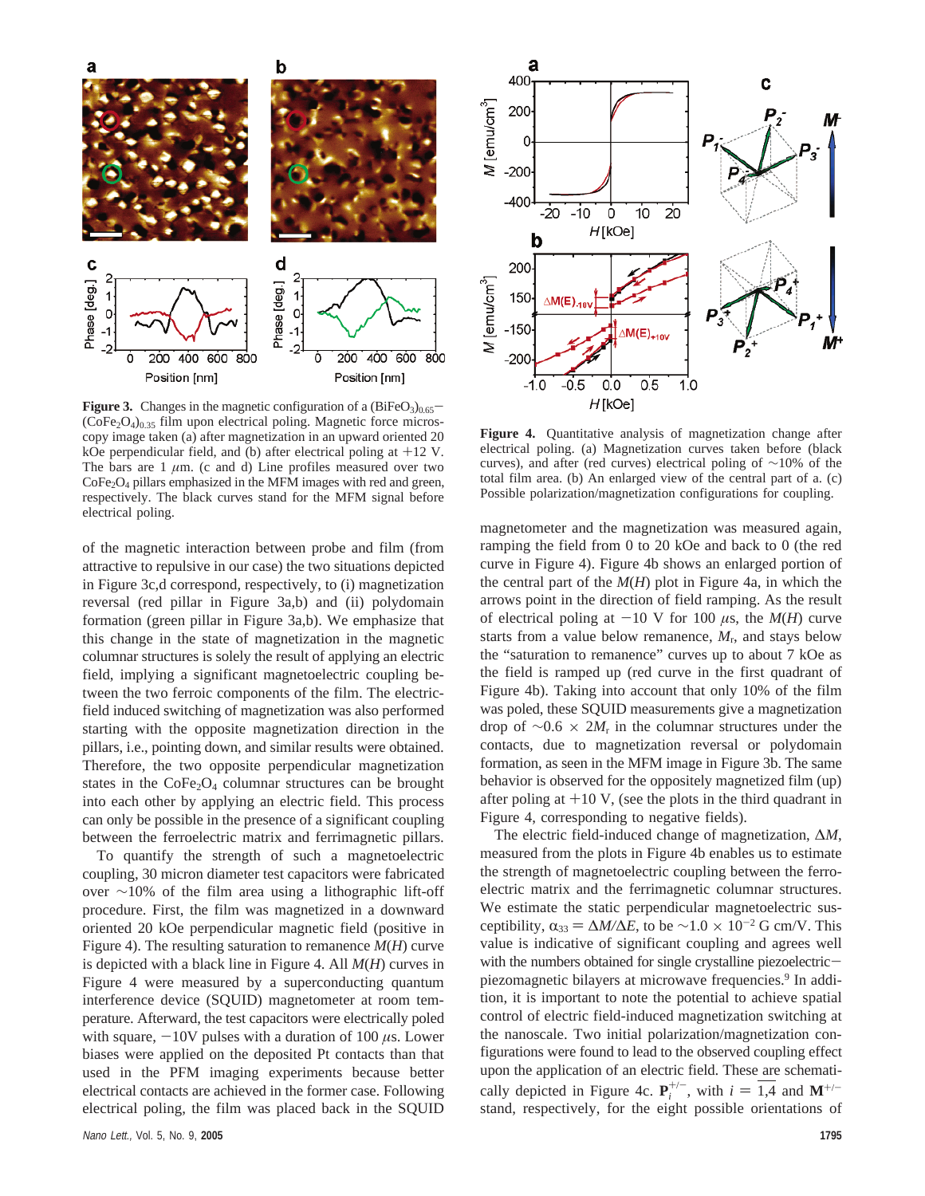**Figure 3.** Changes in the magnetic configuration of a $(BiFeO_3)_{0.65}-(CoFe_2O_4)_{0.35}$ film upon electrical poling. Magnetic force microscopy image taken (a) after magnetization in an upward oriented 20 kOe perpendicular field, and (b) after electrical poling at +12 V. The bars are 1 $\mu$m. (c and d) Line profiles measured over two $CoFe_2O_4$ pillars emphasized in the MFM images with red and green, respectively. The black curves stand for the MFM signal before electrical poling.

**Figure 4.** Quantitative analysis of magnetization change after electrical poling. (a) Magnetization curves taken before (black curves), and after (red curves) electrical poling of ~10% of the total film area. (b) An enlarged view of the central part of a. (c) Possible polarization/magnetization configurations for coupling.

of the magnetic interaction between probe and film (from attractive to repulsive in our case) the two situations depicted in Figure 3c,d correspond, respectively, to (i) magnetization reversal (red pillar in Figure 3a,b) and (ii) polydomain formation (green pillar in Figure 3a,b). We emphasize that this change in the state of magnetization in the magnetic columnar structures is solely the result of applying an electric field, implying a significant magnetoelectric coupling between the two ferroic components of the film. The electric-field induced switching of magnetization was also performed starting with the opposite magnetization direction in the pillars, i.e., pointing down, and similar results were obtained. Therefore, the two opposite perpendicular magnetization states in the $CoFe_2O_4$ columnar structures can be brought into each other by applying an electric field. This process can only be possible in the presence of a significant coupling between the ferroelectric matrix and ferrimagnetic pillars.

To quantify the strength of such a magnetoelectric coupling, 30 micron diameter test capacitors were fabricated over ~10% of the film area using a lithographic lift-off procedure. First, the film was magnetized in a downward oriented 20 kOe perpendicular magnetic field (positive in Figure 4). The resulting saturation to remanence $M(H)$ curve is depicted with a black line in Figure 4. All $M(H)$ curves in Figure 4 were measured by a superconducting quantum interference device (SQUID) magnetometer at room temperature. Afterward, the test capacitors were electrically poled with square, −10V pulses with a duration of 100 $\mu$s. Lower biases were applied on the deposited Pt contacts than that used in the PFM imaging experiments because better electrical contacts are achieved in the former case. Following electrical poling, the film was placed back in the SQUID magnetometer and the magnetization was measured again, ramping the field from 0 to 20 kOe and back to 0 (the red curve in Figure 4). Figure 4b shows an enlarged portion of the central part of the $M(H)$ plot in Figure 4a, in which the arrows point in the direction of field ramping. As the result of electrical poling at −10 V for 100 $\mu$s, the $M(H)$ curve starts from a value below remanence, $M_r$, and stays below the "saturation to remanence" curves up to about 7 kOe as the field is ramped up (red curve in the first quadrant of Figure 4b). Taking into account that only 10% of the film was poled, these SQUID measurements give a magnetization drop of ~0.6 × 2$M_r$ in the columnar structures under the contacts, due to magnetization reversal or polydomain formation, as seen in the MFM image in Figure 3b. The same behavior is observed for the oppositely magnetized film (up) after poling at +10 V, (see the plots in the third quadrant in Figure 4, corresponding to negative fields).

The electric field-induced change of magnetization, $\Delta M$, measured from the plots in Figure 4b enables us to estimate the strength of magnetoelectric coupling between the ferroelectric matrix and the ferrimagnetic columnar structures. We estimate the static perpendicular magnetoelectric susceptibility, $\alpha_{33} = \Delta M/\Delta E$, to be ~$1.0 \times 10^{-2}$ G cm/V. This value is indicative of significant coupling and agrees well with the numbers obtained for single crystalline piezoelectric−piezomagnetic bilayers at microwave frequencies.[9] In addition, it is important to note the potential to achieve spatial control of electric field-induced magnetization switching at the nanoscale. Two initial polarization/magnetization configurations were found to lead to the observed coupling effect upon the application of an electric field. These are schematically depicted in Figure 4c. $\mathbf{P}_i^{+/-}$, with $i = \overline{1,4}$ and $\mathbf{M}^{+/-}$ stand, respectively, for the eight possible orientations of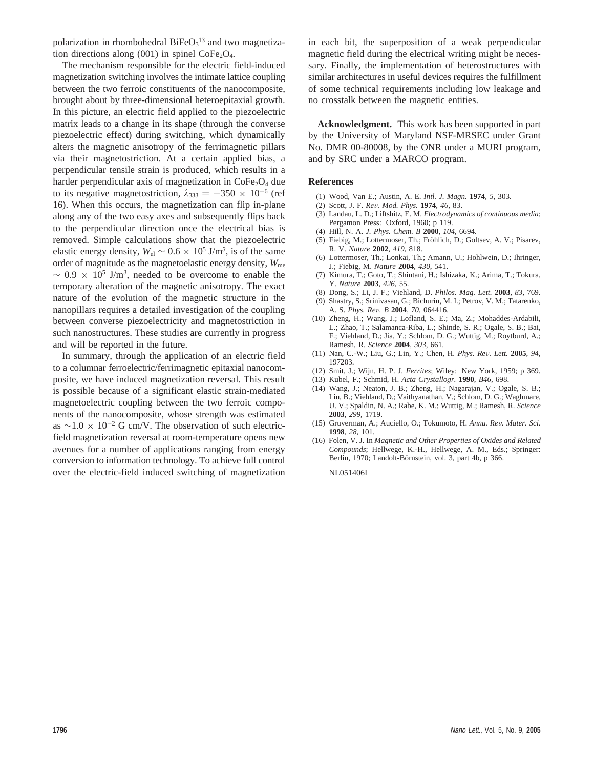polarization in rhombohedral $BiFeO_3$[13] and two magnetization directions along (001) in spinel $CoFe_2O_4$.

The mechanism responsible for the electric field-induced magnetization switching involves the intimate lattice coupling between the two ferroic constituents of the nanocomposite, brought about by three-dimensional heteroepitaxial growth. In this picture, an electric field applied to the piezoelectric matrix leads to a change in its shape (through the converse piezoelectric effect) during switching, which dynamically alters the magnetic anisotropy of the ferrimagnetic pillars via their magnetostriction. At a certain applied bias, a perpendicular tensile strain is produced, which results in a harder perpendicular axis of magnetization in $CoFe_2O_4$ due to its negative magnetostriction, $\lambda_{333} = -350 \times 10^{-6}$ (ref 16). When this occurs, the magnetization can flip in-plane along any of the two easy axes and subsequently flips back to the perpendicular direction once the electrical bias is removed. Simple calculations show that the piezoelectric elastic energy density, $W_{el} \sim 0.6 \times 10^5$ J/m$^3$, is of the same order of magnitude as the magnetoelastic energy density, $W_{me} \sim 0.9 \times 10^5$ J/m$^3$, needed to be overcome to enable the temporary alteration of the magnetic anisotropy. The exact nature of the evolution of the magnetic structure in the nanopillars requires a detailed investigation of the coupling between converse piezoelectricity and magnetostriction in such nanostructures. These studies are currently in progress and will be reported in the future.

In summary, through the application of an electric field to a columnar ferroelectric/ferrimagnetic epitaxial nanocomposite, we have induced magnetization reversal. This result is possible because of a significant elastic strain-mediated magnetoelectric coupling between the two ferroic components of the nanocomposite, whose strength was estimated as $\sim 1.0 \times 10^{-2}$ G cm/V. The observation of such electric-field magnetization reversal at room-temperature opens new avenues for a number of applications ranging from energy conversion to information technology. To achieve full control over the electric-field induced switching of magnetization in each bit, the superposition of a weak perpendicular magnetic field during the electrical writing might be necessary. Finally, the implementation of heterostructures with similar architectures in useful devices requires the fulfillment of some technical requirements including low leakage and no crosstalk between the magnetic entities.

**Acknowledgment.** This work has been supported in part by the University of Maryland NSF-MRSEC under Grant No. DMR 00-80008, by the ONR under a MURI program, and by SRC under a MARCO program.

## References

(1) Wood, Van E.; Austin, A. E. *Intl. J. Magn.* **1974**, *5*, 303.
(2) Scott, J. F. *Rev. Mod. Phys.* **1974**, *46*, 83.
(3) Landau, L. D.; Liftshitz, E. M. *Electrodynamics of continuous media*; Pergamon Press: Oxford, 1960; p 119.
(4) Hill, N. A. *J. Phys. Chem. B* **2000**, *104*, 6694.
(5) Fiebig, M.; Lottermoser, Th.; Fröhlich, D.; Goltsev, A. V.; Pisarev, R. V. *Nature* **2002**, *419*, 818.
(6) Lottermoser, Th.; Lonkai, Th.; Amann, U.; Hohlwein, D.; Ihringer, J.; Fiebig, M. *Nature* **2004**, *430*, 541.
(7) Kimura, T.; Goto, T.; Shintani, H.; Ishizaka, K.; Arima, T.; Tokura, Y. *Nature* **2003**, *426*, 55.
(8) Dong, S.; Li, J. F.; Viehland, D. *Philos. Mag. Lett.* **2003**, *83*, 769.
(9) Shastry, S.; Srinivasan, G.; Bichurin, M. I.; Petrov, V. M.; Tatarenko, A. S. *Phys. Rev. B* **2004**, *70*, 064416.
(10) Zheng, H.; Wang, J.; Lofland, S. E.; Ma, Z.; Mohaddes-Ardabili, L.; Zhao, T.; Salamanca-Riba, L.; Shinde, S. R.; Ogale, S. B.; Bai, F.; Viehland, D.; Jia, Y.; Schlom, D. G.; Wuttig, M.; Roytburd, A.; Ramesh, R. *Science* **2004**, *303*, 661.
(11) Nan, C.-W.; Liu, G.; Lin, Y.; Chen, H. *Phys. Rev. Lett.* **2005**, *94*, 197203.
(12) Smit, J.; Wijn, H. P. J. *Ferrites*; Wiley: New York, 1959; p 369.
(13) Kubel, F.; Schmid, H. *Acta Crystallogr.* **1990**, *B46*, 698.
(14) Wang, J.; Neaton, J. B.; Zheng, H.; Nagarajan, V.; Ogale, S. B.; Liu, B.; Viehland, D.; Vaithyanathan, V.; Schlom, D. G.; Waghmare, U. V.; Spaldin, N. A.; Rabe, K. M.; Wuttig, M.; Ramesh, R. *Science* **2003**, *299*, 1719.
(15) Gruverman, A.; Auciello, O.; Tokumoto, H. *Annu. Rev. Mater. Sci.* **1998**, *28*, 101.
(16) Folen, V. J. In *Magnetic and Other Properties of Oxides and Related Compounds*; Hellwege, K.-H., Hellwege, A. M., Eds.; Springer: Berlin, 1970; Landolt-Börnstein, vol. 3, part 4b, p 366.

NL051406I